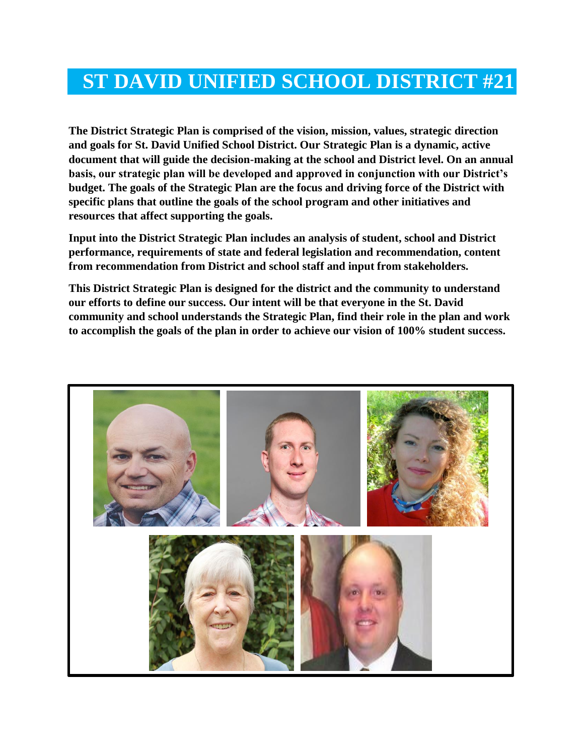# ST DAVID UNIFIED SCHOOL DISTRICT #21

**The District Strategic Plan is comprised of the vision, mission, values, strategic direction and goals for St. David Unified School District. Our Strategic Plan is a dynamic, active document that will guide the decision-making at the school and District level. On an annual basis, our strategic plan will be developed and approved in conjunction with our District's budget. The goals of the Strategic Plan are the focus and driving force of the District with specific plans that outline the goals of the school program and other initiatives and resources that affect supporting the goals.**

**Input into the District Strategic Plan includes an analysis of student, school and District performance, requirements of state and federal legislation and recommendation, content from recommendation from District and school staff and input from stakeholders.**

**This District Strategic Plan is designed for the district and the community to understand our efforts to define our success. Our intent will be that everyone in the St. David community and school understands the Strategic Plan, find their role in the plan and work to accomplish the goals of the plan in order to achieve our vision of 100% student success.**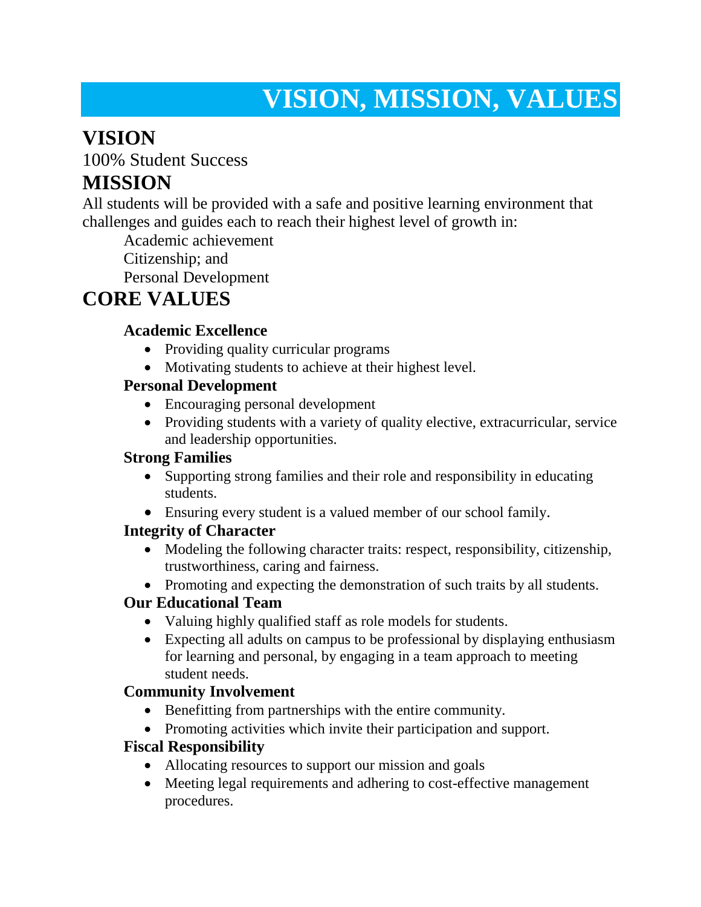# VISION, MISSION, VALUES

## VISION

100% Student Success

## MISSION

All students will be provided with a safe and positive learning environment that challenges and guides each to reach their highest level of growth in:

Academic achievement
Citizenship; and
Personal Development

## CORE VALUES

**Academic Excellence**

- Providing quality curricular programs
- Motivating students to achieve at their highest level.

**Personal Development**

- Encouraging personal development
- Providing students with a variety of quality elective, extracurricular, service and leadership opportunities.

**Strong Families**

- Supporting strong families and their role and responsibility in educating students.
- Ensuring every student is a valued member of our school family.

**Integrity of Character**

- Modeling the following character traits: respect, responsibility, citizenship, trustworthiness, caring and fairness.
- Promoting and expecting the demonstration of such traits by all students.

**Our Educational Team**

- Valuing highly qualified staff as role models for students.
- Expecting all adults on campus to be professional by displaying enthusiasm for learning and personal, by engaging in a team approach to meeting student needs.

**Community Involvement**

- Benefitting from partnerships with the entire community.
- Promoting activities which invite their participation and support.

**Fiscal Responsibility**

- Allocating resources to support our mission and goals
- Meeting legal requirements and adhering to cost-effective management procedures.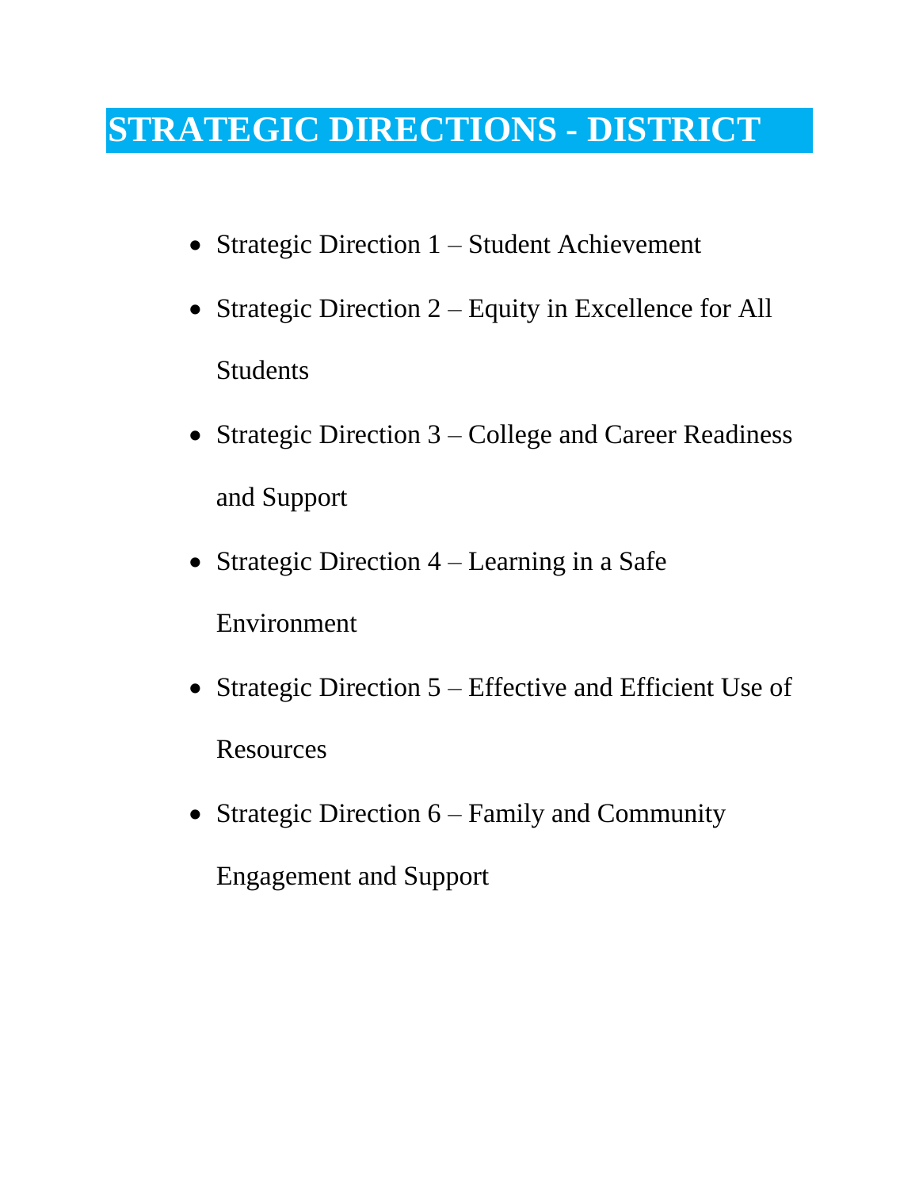# STRATEGIC DIRECTIONS - DISTRICT

- Strategic Direction 1 – Student Achievement
- Strategic Direction 2 – Equity in Excellence for All Students
- Strategic Direction 3 – College and Career Readiness and Support
- Strategic Direction 4 – Learning in a Safe Environment
- Strategic Direction 5 – Effective and Efficient Use of Resources
- Strategic Direction 6 – Family and Community Engagement and Support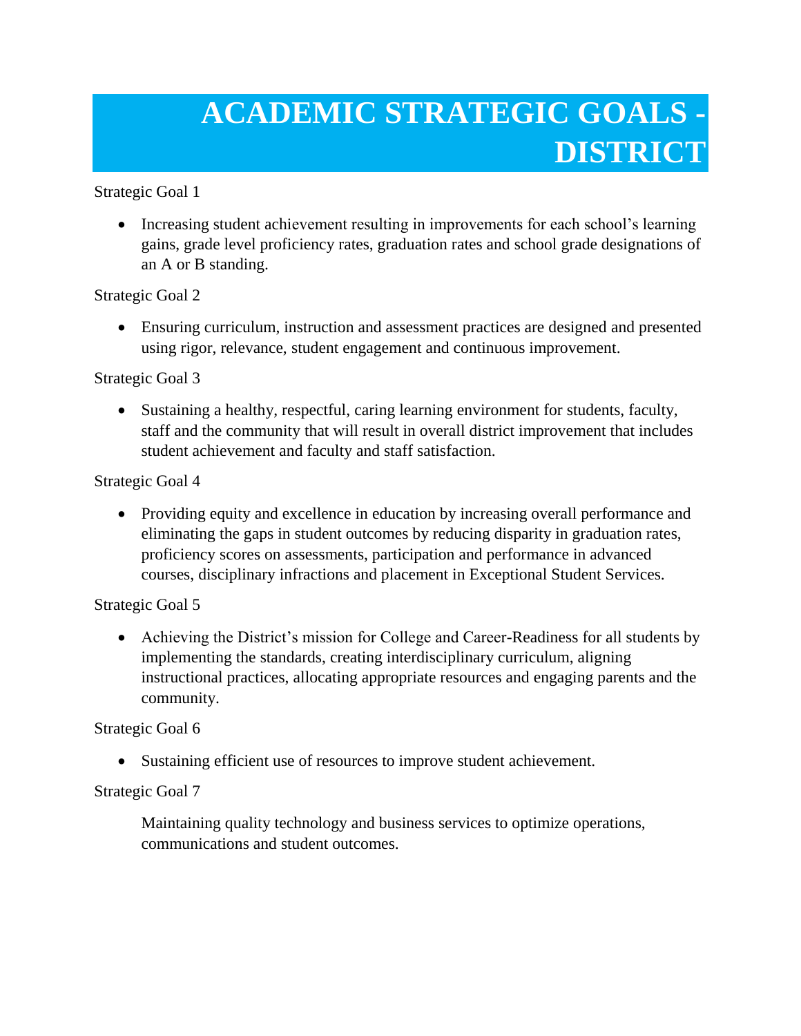# ACADEMIC STRATEGIC GOALS - DISTRICT

Strategic Goal 1

- Increasing student achievement resulting in improvements for each school's learning gains, grade level proficiency rates, graduation rates and school grade designations of an A or B standing.

Strategic Goal 2

- Ensuring curriculum, instruction and assessment practices are designed and presented using rigor, relevance, student engagement and continuous improvement.

Strategic Goal 3

- Sustaining a healthy, respectful, caring learning environment for students, faculty, staff and the community that will result in overall district improvement that includes student achievement and faculty and staff satisfaction.

Strategic Goal 4

- Providing equity and excellence in education by increasing overall performance and eliminating the gaps in student outcomes by reducing disparity in graduation rates, proficiency scores on assessments, participation and performance in advanced courses, disciplinary infractions and placement in Exceptional Student Services.

Strategic Goal 5

- Achieving the District's mission for College and Career-Readiness for all students by implementing the standards, creating interdisciplinary curriculum, aligning instructional practices, allocating appropriate resources and engaging parents and the community.

Strategic Goal 6

- Sustaining efficient use of resources to improve student achievement.

Strategic Goal 7

Maintaining quality technology and business services to optimize operations, communications and student outcomes.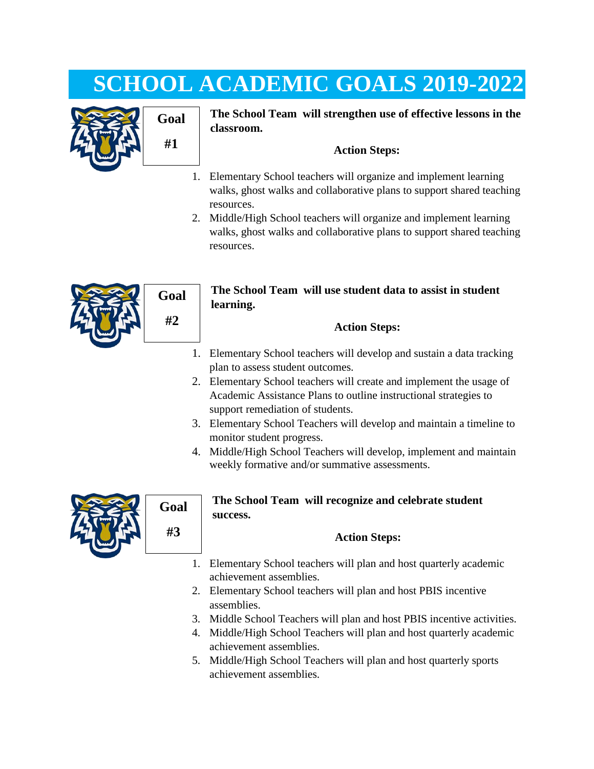# SCHOOL ACADEMIC GOALS 2019-2022

## Goal #1

**The School Team will strengthen use of effective lessons in the classroom.**

**Action Steps:**

1. Elementary School teachers will organize and implement learning walks, ghost walks and collaborative plans to support shared teaching resources.
2. Middle/High School teachers will organize and implement learning walks, ghost walks and collaborative plans to support shared teaching resources.

## Goal #2

**The School Team will use student data to assist in student learning.**

**Action Steps:**

1. Elementary School teachers will develop and sustain a data tracking plan to assess student outcomes.
2. Elementary School teachers will create and implement the usage of Academic Assistance Plans to outline instructional strategies to support remediation of students.
3. Elementary School Teachers will develop and maintain a timeline to monitor student progress.
4. Middle/High School Teachers will develop, implement and maintain weekly formative and/or summative assessments.

## Goal #3

**The School Team will recognize and celebrate student success.**

**Action Steps:**

1. Elementary School teachers will plan and host quarterly academic achievement assemblies.
2. Elementary School teachers will plan and host PBIS incentive assemblies.
3. Middle School Teachers will plan and host PBIS incentive activities.
4. Middle/High School Teachers will plan and host quarterly academic achievement assemblies.
5. Middle/High School Teachers will plan and host quarterly sports achievement assemblies.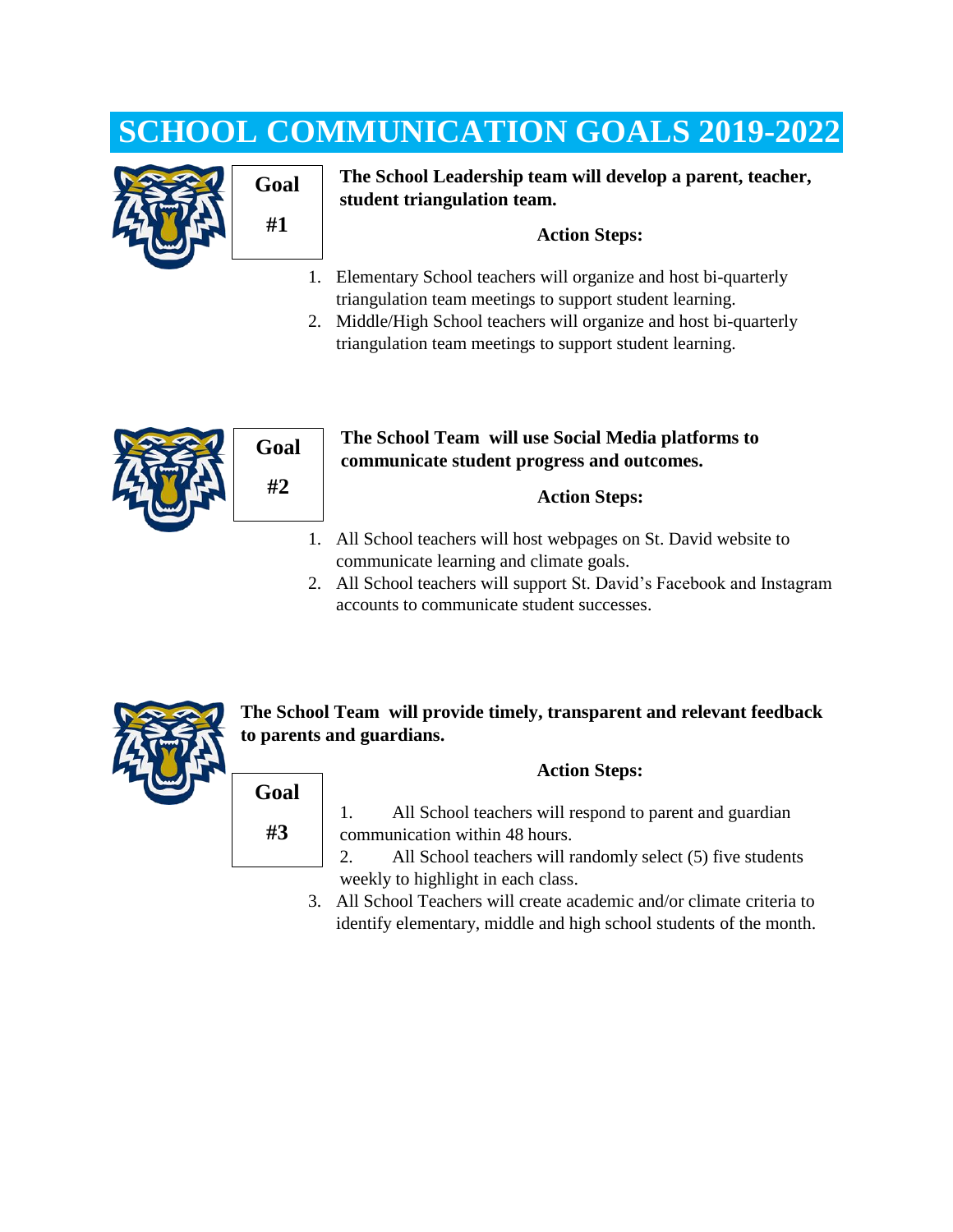# SCHOOL COMMUNICATION GOALS 2019-2022

**Goal #1**

**The School Leadership team will develop a parent, teacher, student triangulation team.**

**Action Steps:**

1. Elementary School teachers will organize and host bi-quarterly triangulation team meetings to support student learning.
2. Middle/High School teachers will organize and host bi-quarterly triangulation team meetings to support student learning.

**Goal #2**

**The School Team will use Social Media platforms to communicate student progress and outcomes.**

**Action Steps:**

1. All School teachers will host webpages on St. David website to communicate learning and climate goals.
2. All School teachers will support St. David's Facebook and Instagram accounts to communicate student successes.

**Goal #3**

**The School Team will provide timely, transparent and relevant feedback to parents and guardians.**

**Action Steps:**

1. All School teachers will respond to parent and guardian communication within 48 hours.
2. All School teachers will randomly select (5) five students weekly to highlight in each class.
3. All School Teachers will create academic and/or climate criteria to identify elementary, middle and high school students of the month.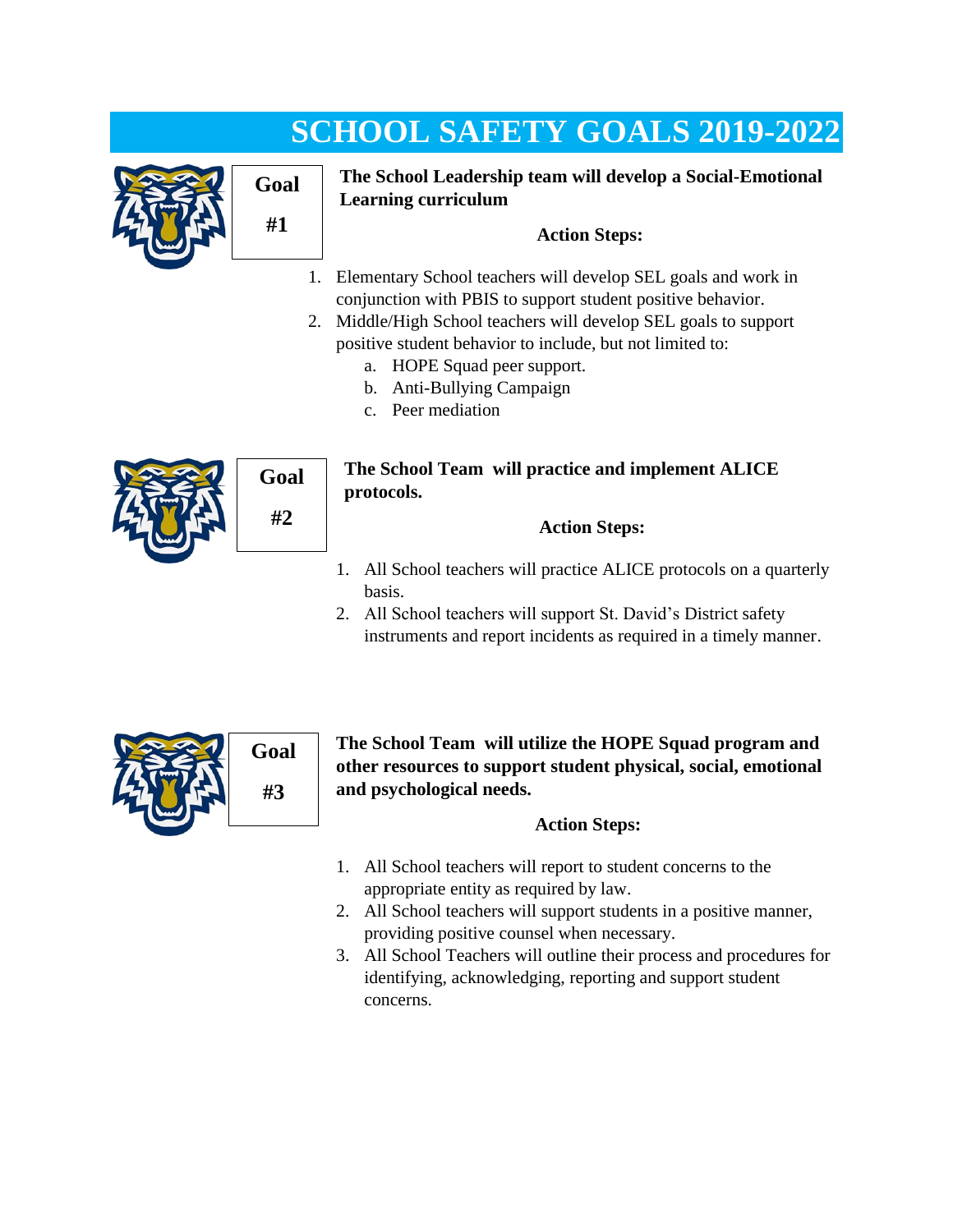# SCHOOL SAFETY GOALS 2019-2022

## Goal #1

**The School Leadership team will develop a Social-Emotional Learning curriculum**

**Action Steps:**

1. Elementary School teachers will develop SEL goals and work in conjunction with PBIS to support student positive behavior.
2. Middle/High School teachers will develop SEL goals to support positive student behavior to include, but not limited to:
   a. HOPE Squad peer support.
   b. Anti-Bullying Campaign
   c. Peer mediation

## Goal #2

**The School Team will practice and implement ALICE protocols.**

**Action Steps:**

1. All School teachers will practice ALICE protocols on a quarterly basis.
2. All School teachers will support St. David's District safety instruments and report incidents as required in a timely manner.

## Goal #3

**The School Team will utilize the HOPE Squad program and other resources to support student physical, social, emotional and psychological needs.**

**Action Steps:**

1. All School teachers will report to student concerns to the appropriate entity as required by law.
2. All School teachers will support students in a positive manner, providing positive counsel when necessary.
3. All School Teachers will outline their process and procedures for identifying, acknowledging, reporting and support student concerns.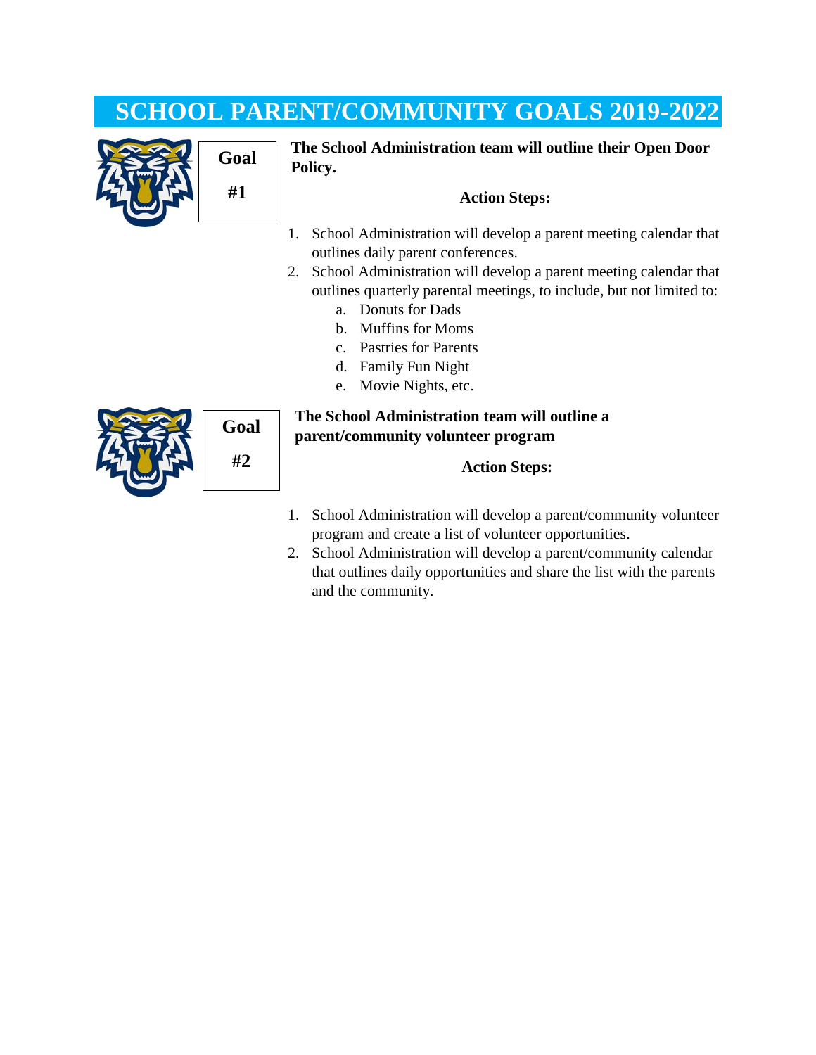# SCHOOL PARENT/COMMUNITY GOALS 2019-2022

**Goal #1**

**The School Administration team will outline their Open Door Policy.**

**Action Steps:**

1. School Administration will develop a parent meeting calendar that outlines daily parent conferences.
2. School Administration will develop a parent meeting calendar that outlines quarterly parental meetings, to include, but not limited to:
   a. Donuts for Dads
   b. Muffins for Moms
   c. Pastries for Parents
   d. Family Fun Night
   e. Movie Nights, etc.

**Goal #2**

**The School Administration team will outline a parent/community volunteer program**

**Action Steps:**

1. School Administration will develop a parent/community volunteer program and create a list of volunteer opportunities.
2. School Administration will develop a parent/community calendar that outlines daily opportunities and share the list with the parents and the community.